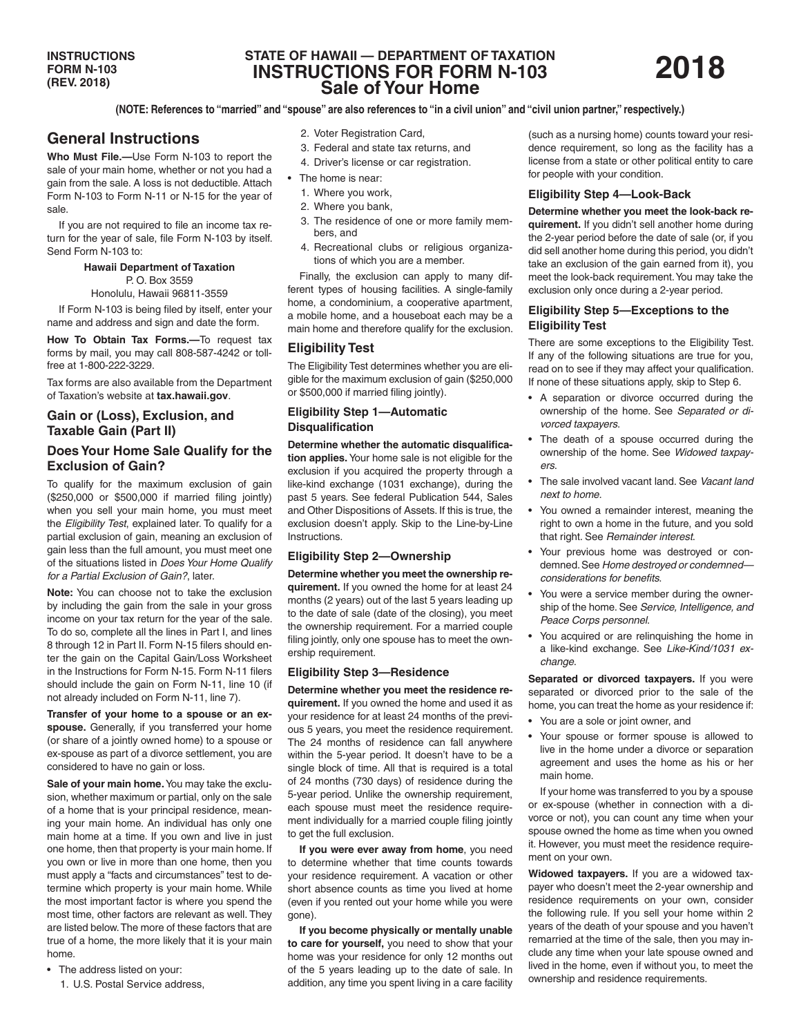INSTRUCTIONS FORM N-103 (REV. 2018)

# STATE OF HAWAII — DEPARTMENT OF TAXATION
# INSTRUCTIONS FOR FORM N-103
# Sale of Your Home

**2018**

**(NOTE: References to "married" and "spouse" are also references to "in a civil union" and "civil union partner," respectively.)**

## General Instructions

**Who Must File.—**Use Form N-103 to report the sale of your main home, whether or not you had a gain from the sale. A loss is not deductible. Attach Form N-103 to Form N-11 or N-15 for the year of sale.

If you are not required to file an income tax return for the year of sale, file Form N-103 by itself. Send Form N-103 to:

**Hawaii Department of Taxation**
P. O. Box 3559
Honolulu, Hawaii 96811-3559

If Form N-103 is being filed by itself, enter your name and address and sign and date the form.

**How To Obtain Tax Forms.—**To request tax forms by mail, you may call 808-587-4242 or toll-free at 1-800-222-3229.

Tax forms are also available from the Department of Taxation's website at **tax.hawaii.gov**.

### Gain or (Loss), Exclusion, and Taxable Gain (Part II)

### Does Your Home Sale Qualify for the Exclusion of Gain?

To qualify for the maximum exclusion of gain ($250,000 or $500,000 if married filing jointly) when you sell your main home, you must meet the *Eligibility Test*, explained later. To qualify for a partial exclusion of gain, meaning an exclusion of gain less than the full amount, you must meet one of the situations listed in *Does Your Home Qualify for a Partial Exclusion of Gain?*, later.

**Note:** You can choose not to take the exclusion by including the gain from the sale in your gross income on your tax return for the year of the sale. To do so, complete all the lines in Part I, and lines 8 through 12 in Part II. Form N-15 filers should enter the gain on the Capital Gain/Loss Worksheet in the Instructions for Form N-15. Form N-11 filers should include the gain on Form N-11, line 10 (if not already included on Form N-11, line 7).

**Transfer of your home to a spouse or an ex-spouse.** Generally, if you transferred your home (or share of a jointly owned home) to a spouse or ex-spouse as part of a divorce settlement, you are considered to have no gain or loss.

**Sale of your main home.** You may take the exclusion, whether maximum or partial, only on the sale of a home that is your principal residence, meaning your main home. An individual has only one main home at a time. If you own and live in just one home, then that property is your main home. If you own or live in more than one home, then you must apply a "facts and circumstances" test to determine which property is your main home. While the most important factor is where you spend the most time, other factors are relevant as well. They are listed below. The more of these factors that are true of a home, the more likely that it is your main home.

- The address listed on your:
  1. U.S. Postal Service address,
  2. Voter Registration Card,
  3. Federal and state tax returns, and
  4. Driver's license or car registration.
- The home is near:
  1. Where you work,
  2. Where you bank,
  3. The residence of one or more family members, and
  4. Recreational clubs or religious organizations of which you are a member.

Finally, the exclusion can apply to many different types of housing facilities. A single-family home, a condominium, a cooperative apartment, a mobile home, and a houseboat each may be a main home and therefore qualify for the exclusion.

### Eligibility Test

The Eligibility Test determines whether you are eligible for the maximum exclusion of gain ($250,000 or $500,000 if married filing jointly).

#### Eligibility Step 1—Automatic Disqualification

**Determine whether the automatic disqualification applies.** Your home sale is not eligible for the exclusion if you acquired the property through a like-kind exchange (1031 exchange), during the past 5 years. See federal Publication 544, Sales and Other Dispositions of Assets. If this is true, the exclusion doesn't apply. Skip to the Line-by-Line Instructions.

#### Eligibility Step 2—Ownership

**Determine whether you meet the ownership requirement.** If you owned the home for at least 24 months (2 years) out of the last 5 years leading up to the date of sale (date of the closing), you meet the ownership requirement. For a married couple filing jointly, only one spouse has to meet the ownership requirement.

#### Eligibility Step 3—Residence

**Determine whether you meet the residence requirement.** If you owned the home and used it as your residence for at least 24 months of the previous 5 years, you meet the residence requirement. The 24 months of residence can fall anywhere within the 5-year period. It doesn't have to be a single block of time. All that is required is a total of 24 months (730 days) of residence during the 5-year period. Unlike the ownership requirement, each spouse must meet the residence requirement individually for a married couple filing jointly to get the full exclusion.

**If you were ever away from home**, you need to determine whether that time counts towards your residence requirement. A vacation or other short absence counts as time you lived at home (even if you rented out your home while you were gone).

**If you become physically or mentally unable to care for yourself,** you need to show that your home was your residence for only 12 months out of the 5 years leading up to the date of sale. In addition, any time you spent living in a care facility (such as a nursing home) counts toward your residence requirement, so long as the facility has a license from a state or other political entity to care for people with your condition.

#### Eligibility Step 4—Look-Back

**Determine whether you meet the look-back requirement.** If you didn't sell another home during the 2-year period before the date of sale (or, if you did sell another home during this period, you didn't take an exclusion of the gain earned from it), you meet the look-back requirement. You may take the exclusion only once during a 2-year period.

#### Eligibility Step 5—Exceptions to the Eligibility Test

There are some exceptions to the Eligibility Test. If any of the following situations are true for you, read on to see if they may affect your qualification. If none of these situations apply, skip to Step 6.

- A separation or divorce occurred during the ownership of the home. See *Separated or divorced taxpayers*.
- The death of a spouse occurred during the ownership of the home. See *Widowed taxpayers*.
- The sale involved vacant land. See *Vacant land next to home*.
- You owned a remainder interest, meaning the right to own a home in the future, and you sold that right. See *Remainder interest*.
- Your previous home was destroyed or condemned. See *Home destroyed or condemned—considerations for benefits*.
- You were a service member during the ownership of the home. See *Service, Intelligence, and Peace Corps personnel*.
- You acquired or are relinquishing the home in a like-kind exchange. See *Like-Kind/1031 exchange*.

**Separated or divorced taxpayers.** If you were separated or divorced prior to the sale of the home, you can treat the home as your residence if:

- You are a sole or joint owner, and
- Your spouse or former spouse is allowed to live in the home under a divorce or separation agreement and uses the home as his or her main home.

If your home was transferred to you by a spouse or ex-spouse (whether in connection with a divorce or not), you can count any time when your spouse owned the home as time when you owned it. However, you must meet the residence requirement on your own.

**Widowed taxpayers.** If you are a widowed taxpayer who doesn't meet the 2-year ownership and residence requirements on your own, consider the following rule. If you sell your home within 2 years of the death of your spouse and you haven't remarried at the time of the sale, then you may include any time when your late spouse owned and lived in the home, even if without you, to meet the ownership and residence requirements.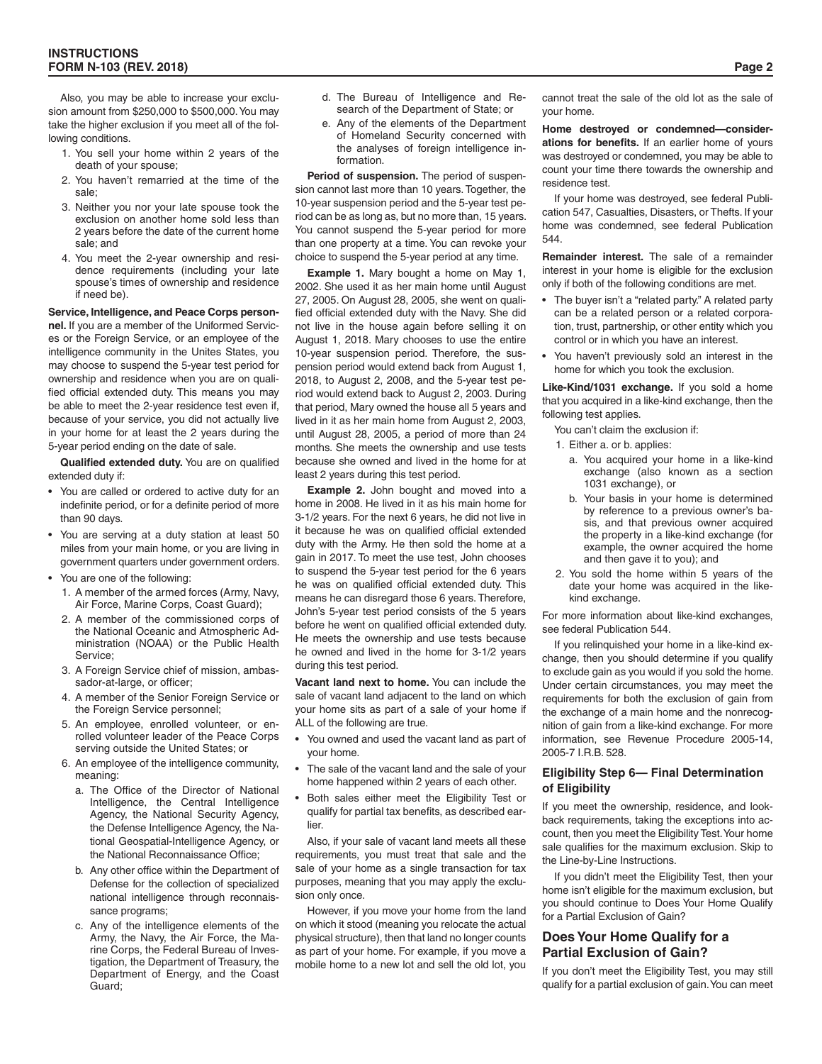Also, you may be able to increase your exclusion amount from $250,000 to $500,000. You may take the higher exclusion if you meet all of the following conditions.

1. You sell your home within 2 years of the death of your spouse;
2. You haven't remarried at the time of the sale;
3. Neither you nor your late spouse took the exclusion on another home sold less than 2 years before the date of the current home sale; and
4. You meet the 2-year ownership and residence requirements (including your late spouse's times of ownership and residence if need be).

**Service, Intelligence, and Peace Corps personnel.** If you are a member of the Uniformed Services or the Foreign Service, or an employee of the intelligence community in the Unites States, you may choose to suspend the 5-year test period for ownership and residence when you are on qualified official extended duty. This means you may be able to meet the 2-year residence test even if, because of your service, you did not actually live in your home for at least the 2 years during the 5-year period ending on the date of sale.

**Qualified extended duty.** You are on qualified extended duty if:

- You are called or ordered to active duty for an indefinite period, or for a definite period of more than 90 days.
- You are serving at a duty station at least 50 miles from your main home, or you are living in government quarters under government orders.
- You are one of the following:
  1. A member of the armed forces (Army, Navy, Air Force, Marine Corps, Coast Guard);
  2. A member of the commissioned corps of the National Oceanic and Atmospheric Administration (NOAA) or the Public Health Service;
  3. A Foreign Service chief of mission, ambassador-at-large, or officer;
  4. A member of the Senior Foreign Service or the Foreign Service personnel;
  5. An employee, enrolled volunteer, or enrolled volunteer leader of the Peace Corps serving outside the United States; or
  6. An employee of the intelligence community, meaning:
     a. The Office of the Director of National Intelligence, the Central Intelligence Agency, the National Security Agency, the Defense Intelligence Agency, the National Geospatial-Intelligence Agency, or the National Reconnaissance Office;
     b. Any other office within the Department of Defense for the collection of specialized national intelligence through reconnaissance programs;
     c. Any of the intelligence elements of the Army, the Navy, the Air Force, the Marine Corps, the Federal Bureau of Investigation, the Department of Treasury, the Department of Energy, and the Coast Guard;
     d. The Bureau of Intelligence and Research of the Department of State; or
     e. Any of the elements of the Department of Homeland Security concerned with the analyses of foreign intelligence information.

**Period of suspension.** The period of suspension cannot last more than 10 years. Together, the 10-year suspension period and the 5-year test period can be as long as, but no more than, 15 years. You cannot suspend the 5-year period for more than one property at a time. You can revoke your choice to suspend the 5-year period at any time.

**Example 1.** Mary bought a home on May 1, 2002. She used it as her main home until August 27, 2005. On August 28, 2005, she went on qualified official extended duty with the Navy. She did not live in the house again before selling it on August 1, 2018. Mary chooses to use the entire 10-year suspension period. Therefore, the suspension period would extend back from August 1, 2018, to August 2, 2008, and the 5-year test period would extend back to August 2, 2003. During that period, Mary owned the house all 5 years and lived in it as her main home from August 2, 2003, until August 28, 2005, a period of more than 24 months. She meets the ownership and use tests because she owned and lived in the home for at least 2 years during this test period.

**Example 2.** John bought and moved into a home in 2008. He lived in it as his main home for 3-1/2 years. For the next 6 years, he did not live in it because he was on qualified official extended duty with the Army. He then sold the home at a gain in 2017. To meet the use test, John chooses to suspend the 5-year test period for the 6 years he was on qualified official extended duty. This means he can disregard those 6 years. Therefore, John's 5-year test period consists of the 5 years before he went on qualified official extended duty. He meets the ownership and use tests because he owned and lived in the home for 3-1/2 years during this test period.

**Vacant land next to home.** You can include the sale of vacant land adjacent to the land on which your home sits as part of a sale of your home if ALL of the following are true.

- You owned and used the vacant land as part of your home.
- The sale of the vacant land and the sale of your home happened within 2 years of each other.
- Both sales either meet the Eligibility Test or qualify for partial tax benefits, as described earlier.

Also, if your sale of vacant land meets all these requirements, you must treat that sale and the sale of your home as a single transaction for tax purposes, meaning that you may apply the exclusion only once.

However, if you move your home from the land on which it stood (meaning you relocate the actual physical structure), then that land no longer counts as part of your home. For example, if you move a mobile home to a new lot and sell the old lot, you cannot treat the sale of the old lot as the sale of your home.

**Home destroyed or condemned—considerations for benefits.** If an earlier home of yours was destroyed or condemned, you may be able to count your time there towards the ownership and residence test.

If your home was destroyed, see federal Publication 547, Casualties, Disasters, or Thefts. If your home was condemned, see federal Publication 544.

**Remainder interest.** The sale of a remainder interest in your home is eligible for the exclusion only if both of the following conditions are met.

- The buyer isn't a "related party." A related party can be a related person or a related corporation, trust, partnership, or other entity which you control or in which you have an interest.
- You haven't previously sold an interest in the home for which you took the exclusion.

**Like-Kind/1031 exchange.** If you sold a home that you acquired in a like-kind exchange, then the following test applies.

You can't claim the exclusion if:

1. Either a. or b. applies:
   a. You acquired your home in a like-kind exchange (also known as a section 1031 exchange), or
   b. Your basis in your home is determined by reference to a previous owner's basis, and that previous owner acquired the property in a like-kind exchange (for example, the owner acquired the home and then gave it to you); and
2. You sold the home within 5 years of the date your home was acquired in the like-kind exchange.

For more information about like-kind exchanges, see federal Publication 544.

If you relinquished your home in a like-kind exchange, then you should determine if you qualify to exclude gain as you would if you sold the home. Under certain circumstances, you may meet the requirements for both the exclusion of gain from the exchange of a main home and the nonrecognition of gain from a like-kind exchange. For more information, see Revenue Procedure 2005-14, 2005-7 I.R.B. 528.

### Eligibility Step 6— Final Determination of Eligibility

If you meet the ownership, residence, and lookback requirements, taking the exceptions into account, then you meet the Eligibility Test. Your home sale qualifies for the maximum exclusion. Skip to the Line-by-Line Instructions.

If you didn't meet the Eligibility Test, then your home isn't eligible for the maximum exclusion, but you should continue to Does Your Home Qualify for a Partial Exclusion of Gain?

## Does Your Home Qualify for a Partial Exclusion of Gain?

If you don't meet the Eligibility Test, you may still qualify for a partial exclusion of gain. You can meet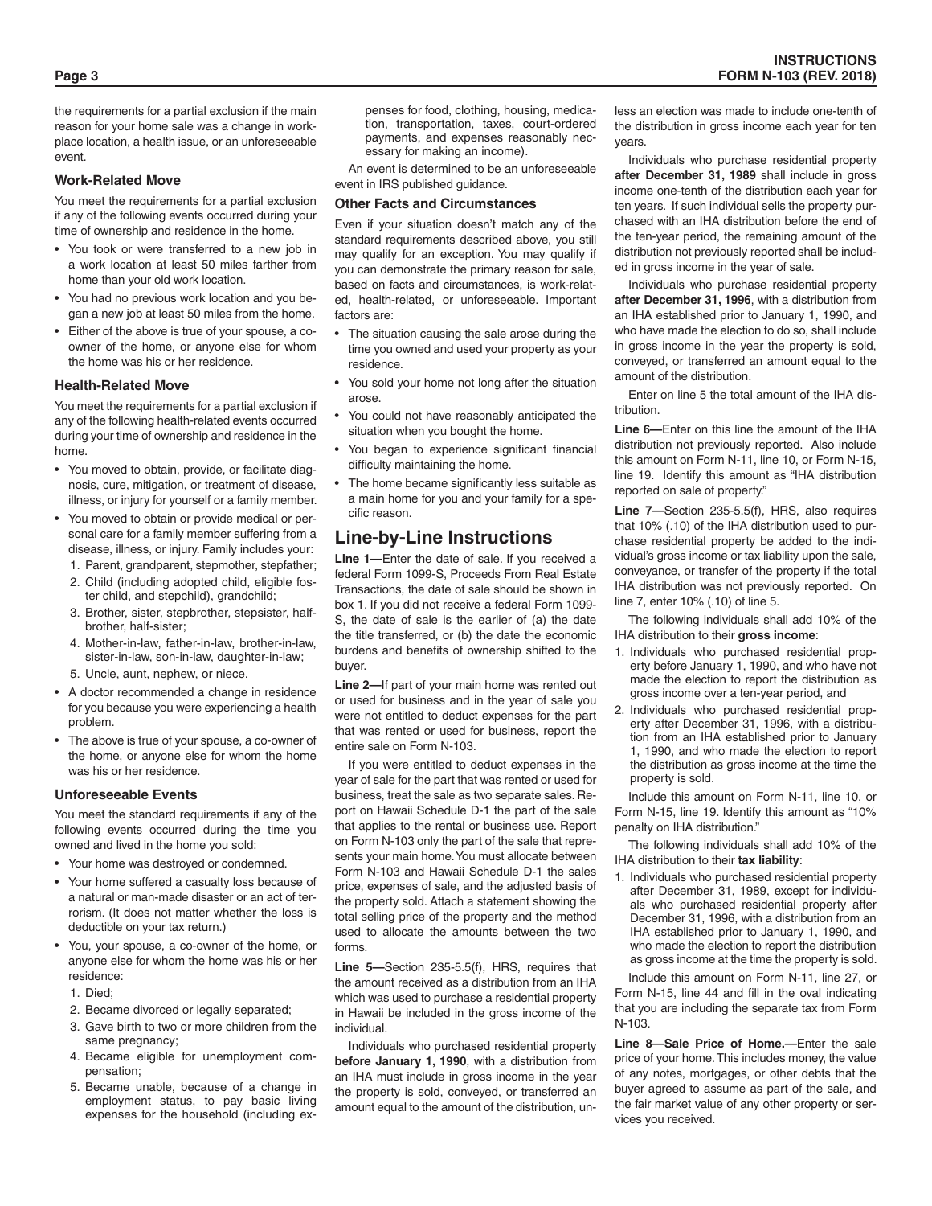the requirements for a partial exclusion if the main reason for your home sale was a change in workplace location, a health issue, or an unforeseeable event.

### Work-Related Move

You meet the requirements for a partial exclusion if any of the following events occurred during your time of ownership and residence in the home.

- You took or were transferred to a new job in a work location at least 50 miles farther from home than your old work location.
- You had no previous work location and you began a new job at least 50 miles from the home.
- Either of the above is true of your spouse, a co-owner of the home, or anyone else for whom the home was his or her residence.

### Health-Related Move

You meet the requirements for a partial exclusion if any of the following health-related events occurred during your time of ownership and residence in the home.

- You moved to obtain, provide, or facilitate diagnosis, cure, mitigation, or treatment of disease, illness, or injury for yourself or a family member.
- You moved to obtain or provide medical or personal care for a family member suffering from a disease, illness, or injury. Family includes your:
  1. Parent, grandparent, stepmother, stepfather;
  2. Child (including adopted child, eligible foster child, and stepchild), grandchild;
  3. Brother, sister, stepbrother, stepsister, half-brother, half-sister;
  4. Mother-in-law, father-in-law, brother-in-law, sister-in-law, son-in-law, daughter-in-law;
  5. Uncle, aunt, nephew, or niece.
- A doctor recommended a change in residence for you because you were experiencing a health problem.
- The above is true of your spouse, a co-owner of the home, or anyone else for whom the home was his or her residence.

### Unforeseeable Events

You meet the standard requirements if any of the following events occurred during the time you owned and lived in the home you sold:

- Your home was destroyed or condemned.
- Your home suffered a casualty loss because of a natural or man-made disaster or an act of terrorism. (It does not matter whether the loss is deductible on your tax return.)
- You, your spouse, a co-owner of the home, or anyone else for whom the home was his or her residence:
  1. Died;
  2. Became divorced or legally separated;
  3. Gave birth to two or more children from the same pregnancy;
  4. Became eligible for unemployment compensation;
  5. Became unable, because of a change in employment status, to pay basic living expenses for the household (including expenses for food, clothing, housing, medication, transportation, taxes, court-ordered payments, and expenses reasonably necessary for making an income).

An event is determined to be an unforeseeable event in IRS published guidance.

### Other Facts and Circumstances

Even if your situation doesn't match any of the standard requirements described above, you still may qualify for an exception. You may qualify if you can demonstrate the primary reason for sale, based on facts and circumstances, is work-related, health-related, or unforeseeable. Important factors are:

- The situation causing the sale arose during the time you owned and used your property as your residence.
- You sold your home not long after the situation arose.
- You could not have reasonably anticipated the situation when you bought the home.
- You began to experience significant financial difficulty maintaining the home.
- The home became significantly less suitable as a main home for you and your family for a specific reason.

## Line-by-Line Instructions

**Line 1—**Enter the date of sale. If you received a federal Form 1099-S, Proceeds From Real Estate Transactions, the date of sale should be shown in box 1. If you did not receive a federal Form 1099-S, the date of sale is the earlier of (a) the date the title transferred, or (b) the date the economic burdens and benefits of ownership shifted to the buyer.

**Line 2—**If part of your main home was rented out or used for business and in the year of sale you were not entitled to deduct expenses for the part that was rented or used for business, report the entire sale on Form N-103.

If you were entitled to deduct expenses in the year of sale for the part that was rented or used for business, treat the sale as two separate sales. Report on Hawaii Schedule D-1 the part of the sale that applies to the rental or business use. Report on Form N-103 only the part of the sale that represents your main home. You must allocate between Form N-103 and Hawaii Schedule D-1 the sales price, expenses of sale, and the adjusted basis of the property sold. Attach a statement showing the total selling price of the property and the method used to allocate the amounts between the two forms.

**Line 5—**Section 235-5.5(f), HRS, requires that the amount received as a distribution from an IHA which was used to purchase a residential property in Hawaii be included in the gross income of the individual.

Individuals who purchased residential property **before January 1, 1990**, with a distribution from an IHA must include in gross income in the year the property is sold, conveyed, or transferred an amount equal to the amount of the distribution, unless an election was made to include one-tenth of the distribution in gross income each year for ten years.

Individuals who purchase residential property **after December 31, 1989** shall include in gross income one-tenth of the distribution each year for ten years. If such individual sells the property purchased with an IHA distribution before the end of the ten-year period, the remaining amount of the distribution not previously reported shall be included in gross income in the year of sale.

Individuals who purchase residential property **after December 31, 1996**, with a distribution from an IHA established prior to January 1, 1990, and who have made the election to do so, shall include in gross income in the year the property is sold, conveyed, or transferred an amount equal to the amount of the distribution.

Enter on line 5 the total amount of the IHA distribution.

**Line 6—**Enter on this line the amount of the IHA distribution not previously reported. Also include this amount on Form N-11, line 10, or Form N-15, line 19. Identify this amount as "IHA distribution reported on sale of property."

**Line 7—**Section 235-5.5(f), HRS, also requires that 10% (.10) of the IHA distribution used to purchase residential property be added to the individual's gross income or tax liability upon the sale, conveyance, or transfer of the property if the total IHA distribution was not previously reported. On line 7, enter 10% (.10) of line 5.

The following individuals shall add 10% of the IHA distribution to their **gross income**:

1. Individuals who purchased residential property before January 1, 1990, and who have not made the election to report the distribution as gross income over a ten-year period, and
2. Individuals who purchased residential property after December 31, 1996, with a distribution from an IHA established prior to January 1, 1990, and who made the election to report the distribution as gross income at the time the property is sold.

Include this amount on Form N-11, line 10, or Form N-15, line 19. Identify this amount as "10% penalty on IHA distribution."

The following individuals shall add 10% of the IHA distribution to their **tax liability**:

1. Individuals who purchased residential property after December 31, 1989, except for individuals who purchased residential property after December 31, 1996, with a distribution from an IHA established prior to January 1, 1990, and who made the election to report the distribution as gross income at the time the property is sold.

Include this amount on Form N-11, line 27, or Form N-15, line 44 and fill in the oval indicating that you are including the separate tax from Form N-103.

**Line 8—Sale Price of Home.—**Enter the sale price of your home. This includes money, the value of any notes, mortgages, or other debts that the buyer agreed to assume as part of the sale, and the fair market value of any other property or services you received.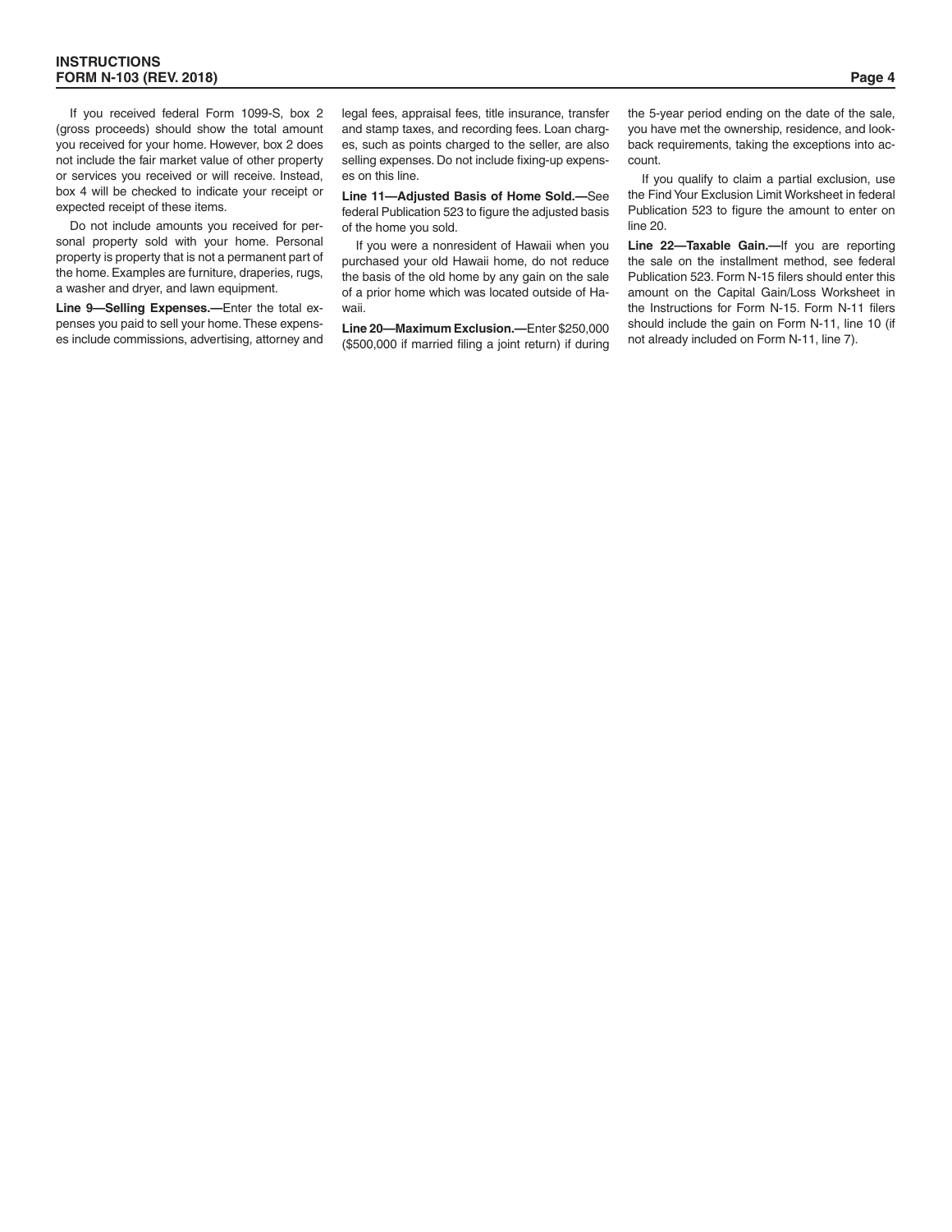If you received federal Form 1099-S, box 2 (gross proceeds) should show the total amount you received for your home. However, box 2 does not include the fair market value of other property or services you received or will receive. Instead, box 4 will be checked to indicate your receipt or expected receipt of these items.

Do not include amounts you received for personal property sold with your home. Personal property is property that is not a permanent part of the home. Examples are furniture, draperies, rugs, a washer and dryer, and lawn equipment.

**Line 9—Selling Expenses.—**Enter the total expenses you paid to sell your home. These expenses include commissions, advertising, attorney and legal fees, appraisal fees, title insurance, transfer and stamp taxes, and recording fees. Loan charges, such as points charged to the seller, are also selling expenses. Do not include fixing-up expenses on this line.

**Line 11—Adjusted Basis of Home Sold.—**See federal Publication 523 to figure the adjusted basis of the home you sold.

If you were a nonresident of Hawaii when you purchased your old Hawaii home, do not reduce the basis of the old home by any gain on the sale of a prior home which was located outside of Hawaii.

**Line 20—Maximum Exclusion.—**Enter $250,000 ($500,000 if married filing a joint return) if during the 5-year period ending on the date of the sale, you have met the ownership, residence, and look-back requirements, taking the exceptions into account.

If you qualify to claim a partial exclusion, use the Find Your Exclusion Limit Worksheet in federal Publication 523 to figure the amount to enter on line 20.

**Line 22—Taxable Gain.—**If you are reporting the sale on the installment method, see federal Publication 523. Form N-15 filers should enter this amount on the Capital Gain/Loss Worksheet in the Instructions for Form N-15. Form N-11 filers should include the gain on Form N-11, line 10 (if not already included on Form N-11, line 7).